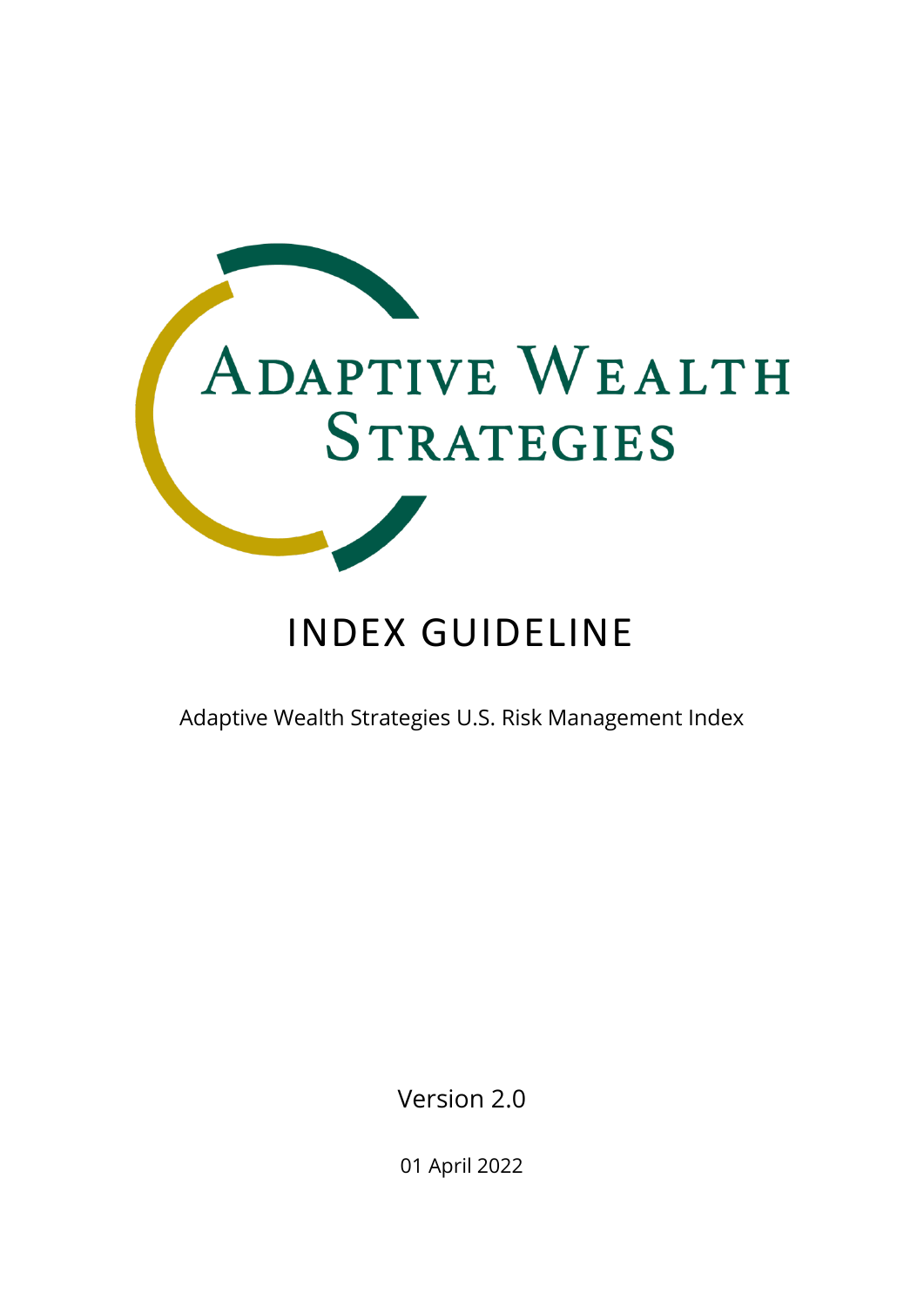Adaptive Wealth Strategies

# INDEX GUIDELINE

Adaptive Wealth Strategies U.S. Risk Management Index

Version 2.0

01 April 2022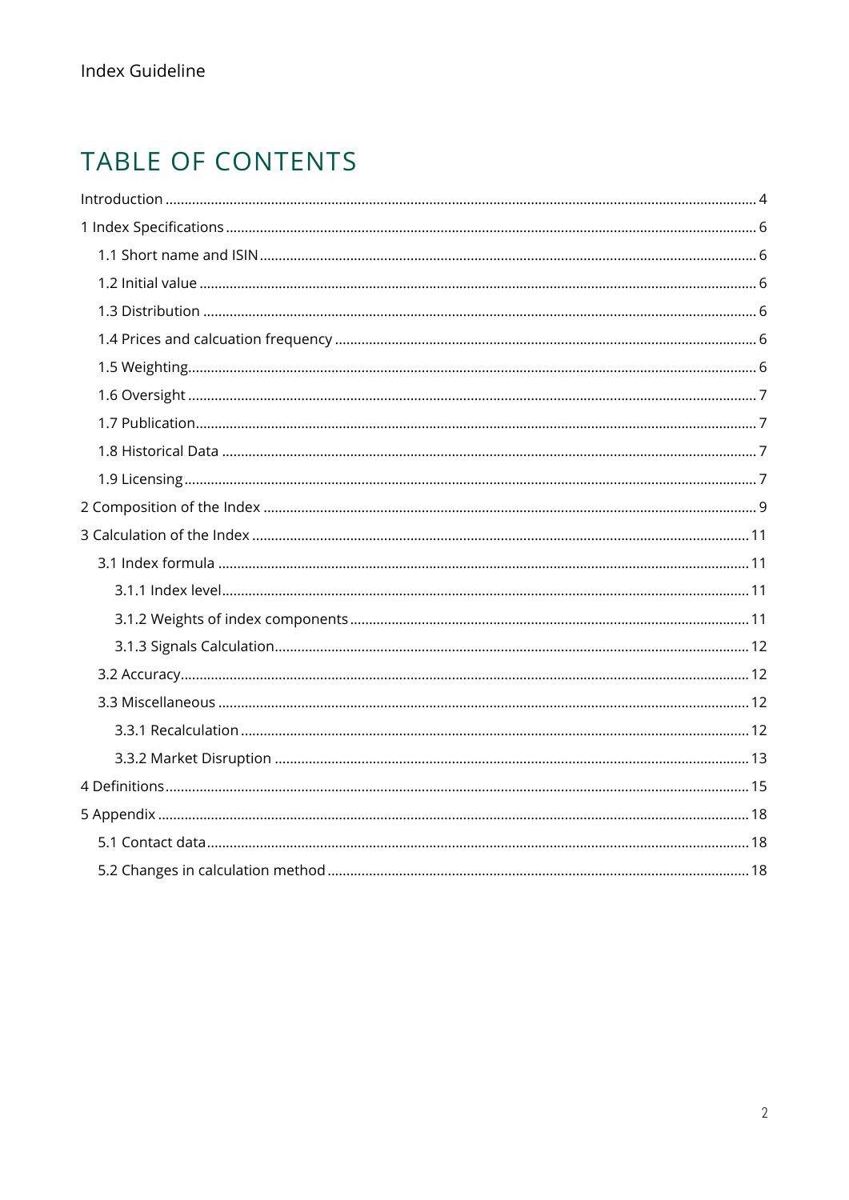# TABLE OF CONTENTS

Introduction ... 4

1 Index Specifications ... 6

- 1.1 Short name and ISIN ... 6
- 1.2 Initial value ... 6
- 1.3 Distribution ... 6
- 1.4 Prices and calcuation frequency ... 6
- 1.5 Weighting ... 6
- 1.6 Oversight ... 7
- 1.7 Publication ... 7
- 1.8 Historical Data ... 7
- 1.9 Licensing ... 7

2 Composition of the Index ... 9

3 Calculation of the Index ... 11

- 3.1 Index formula ... 11
  - 3.1.1 Index level ... 11
  - 3.1.2 Weights of index components ... 11
  - 3.1.3 Signals Calculation ... 12
- 3.2 Accuracy ... 12
- 3.3 Miscellaneous ... 12
  - 3.3.1 Recalculation ... 12
  - 3.3.2 Market Disruption ... 13

4 Definitions ... 15

5 Appendix ... 18

- 5.1 Contact data ... 18
- 5.2 Changes in calculation method ... 18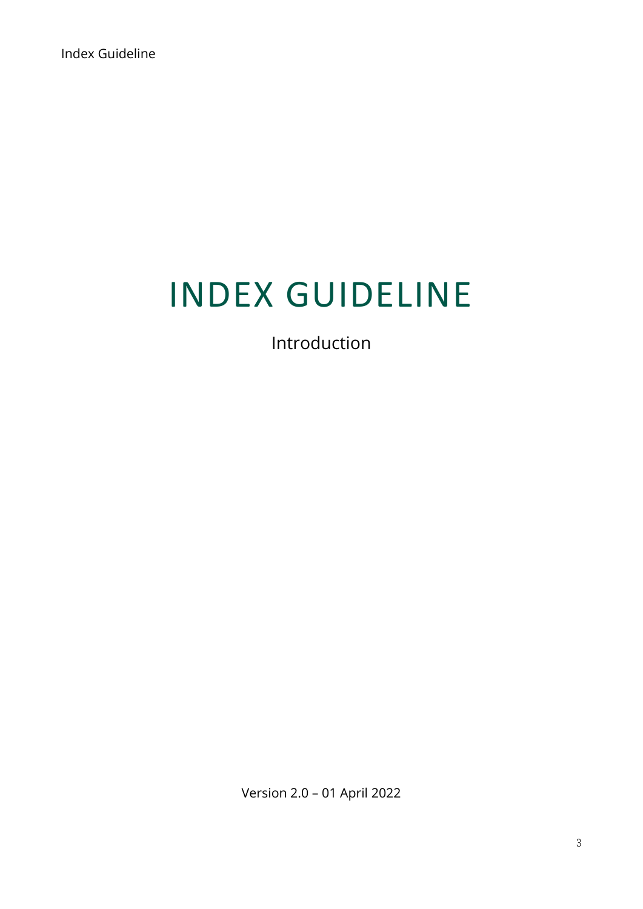# INDEX GUIDELINE

Introduction

Version 2.0 – 01 April 2022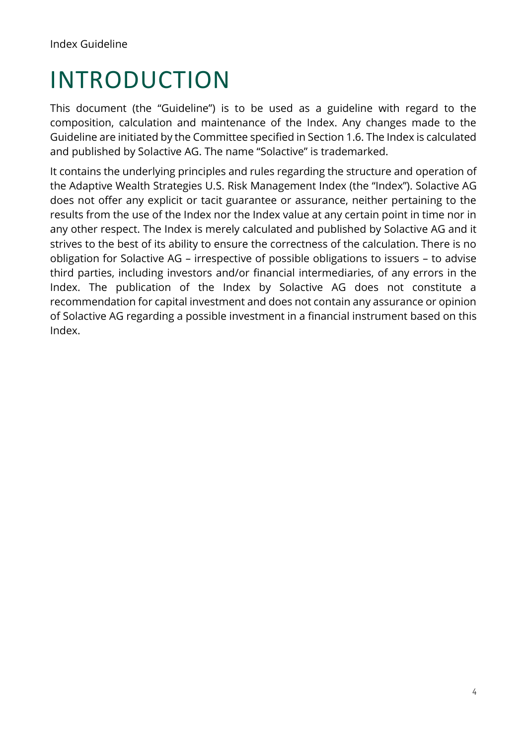# INTRODUCTION

This document (the "Guideline") is to be used as a guideline with regard to the composition, calculation and maintenance of the Index. Any changes made to the Guideline are initiated by the Committee specified in Section 1.6. The Index is calculated and published by Solactive AG. The name "Solactive" is trademarked.

It contains the underlying principles and rules regarding the structure and operation of the Adaptive Wealth Strategies U.S. Risk Management Index (the "Index"). Solactive AG does not offer any explicit or tacit guarantee or assurance, neither pertaining to the results from the use of the Index nor the Index value at any certain point in time nor in any other respect. The Index is merely calculated and published by Solactive AG and it strives to the best of its ability to ensure the correctness of the calculation. There is no obligation for Solactive AG – irrespective of possible obligations to issuers – to advise third parties, including investors and/or financial intermediaries, of any errors in the Index. The publication of the Index by Solactive AG does not constitute a recommendation for capital investment and does not contain any assurance or opinion of Solactive AG regarding a possible investment in a financial instrument based on this Index.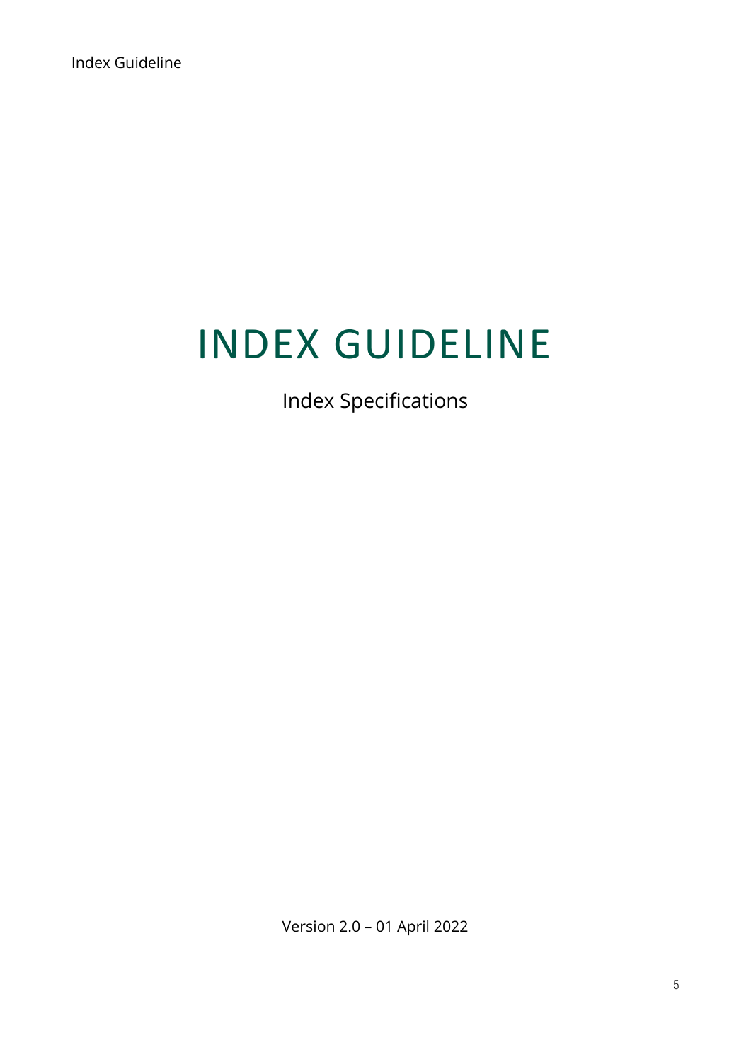# INDEX GUIDELINE

Index Specifications

Version 2.0 – 01 April 2022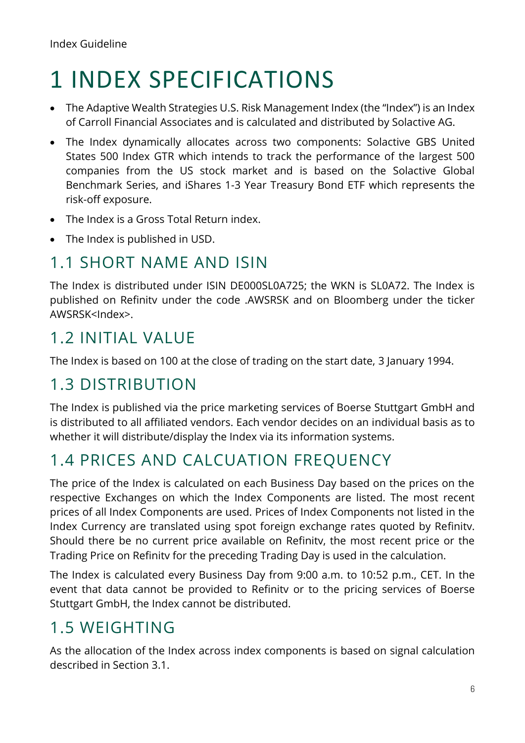# 1 INDEX SPECIFICATIONS

- The Adaptive Wealth Strategies U.S. Risk Management Index (the "Index") is an Index of Carroll Financial Associates and is calculated and distributed by Solactive AG.
- The Index dynamically allocates across two components: Solactive GBS United States 500 Index GTR which intends to track the performance of the largest 500 companies from the US stock market and is based on the Solactive Global Benchmark Series, and iShares 1-3 Year Treasury Bond ETF which represents the risk-off exposure.
- The Index is a Gross Total Return index.
- The Index is published in USD.

## 1.1 SHORT NAME AND ISIN

The Index is distributed under ISIN DE000SL0A725; the WKN is SL0A72. The Index is published on Refinitv under the code .AWSRSK and on Bloomberg under the ticker AWSRSK<Index>.

## 1.2 INITIAL VALUE

The Index is based on 100 at the close of trading on the start date, 3 January 1994.

## 1.3 DISTRIBUTION

The Index is published via the price marketing services of Boerse Stuttgart GmbH and is distributed to all affiliated vendors. Each vendor decides on an individual basis as to whether it will distribute/display the Index via its information systems.

## 1.4 PRICES AND CALCUATION FREQUENCY

The price of the Index is calculated on each Business Day based on the prices on the respective Exchanges on which the Index Components are listed. The most recent prices of all Index Components are used. Prices of Index Components not listed in the Index Currency are translated using spot foreign exchange rates quoted by Refinitv. Should there be no current price available on Refinitv, the most recent price or the Trading Price on Refinitv for the preceding Trading Day is used in the calculation.

The Index is calculated every Business Day from 9:00 a.m. to 10:52 p.m., CET. In the event that data cannot be provided to Refinitv or to the pricing services of Boerse Stuttgart GmbH, the Index cannot be distributed.

## 1.5 WEIGHTING

As the allocation of the Index across index components is based on signal calculation described in Section 3.1.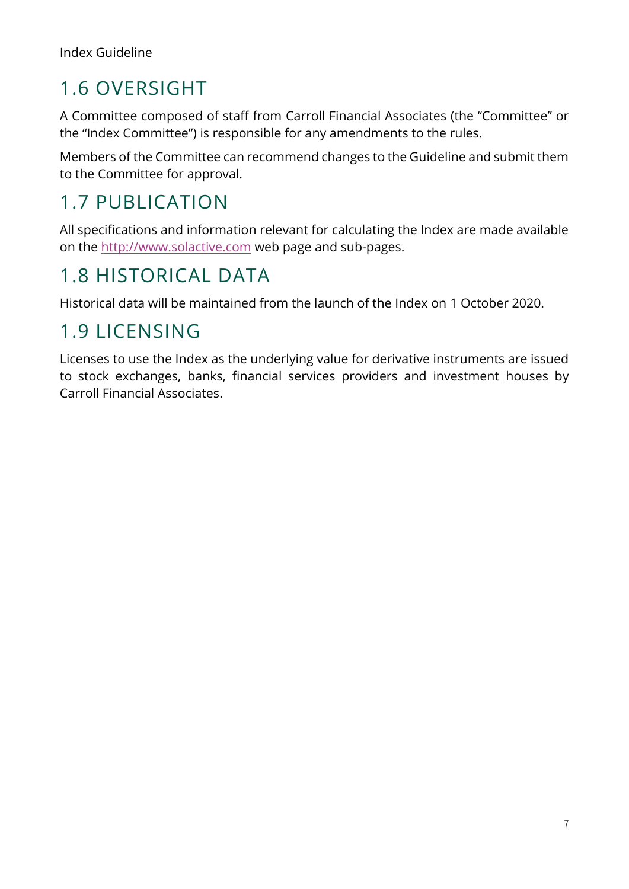## 1.6 OVERSIGHT

A Committee composed of staff from Carroll Financial Associates (the "Committee" or the "Index Committee") is responsible for any amendments to the rules.

Members of the Committee can recommend changes to the Guideline and submit them to the Committee for approval.

## 1.7 PUBLICATION

All specifications and information relevant for calculating the Index are made available on the http://www.solactive.com web page and sub-pages.

## 1.8 HISTORICAL DATA

Historical data will be maintained from the launch of the Index on 1 October 2020.

## 1.9 LICENSING

Licenses to use the Index as the underlying value for derivative instruments are issued to stock exchanges, banks, financial services providers and investment houses by Carroll Financial Associates.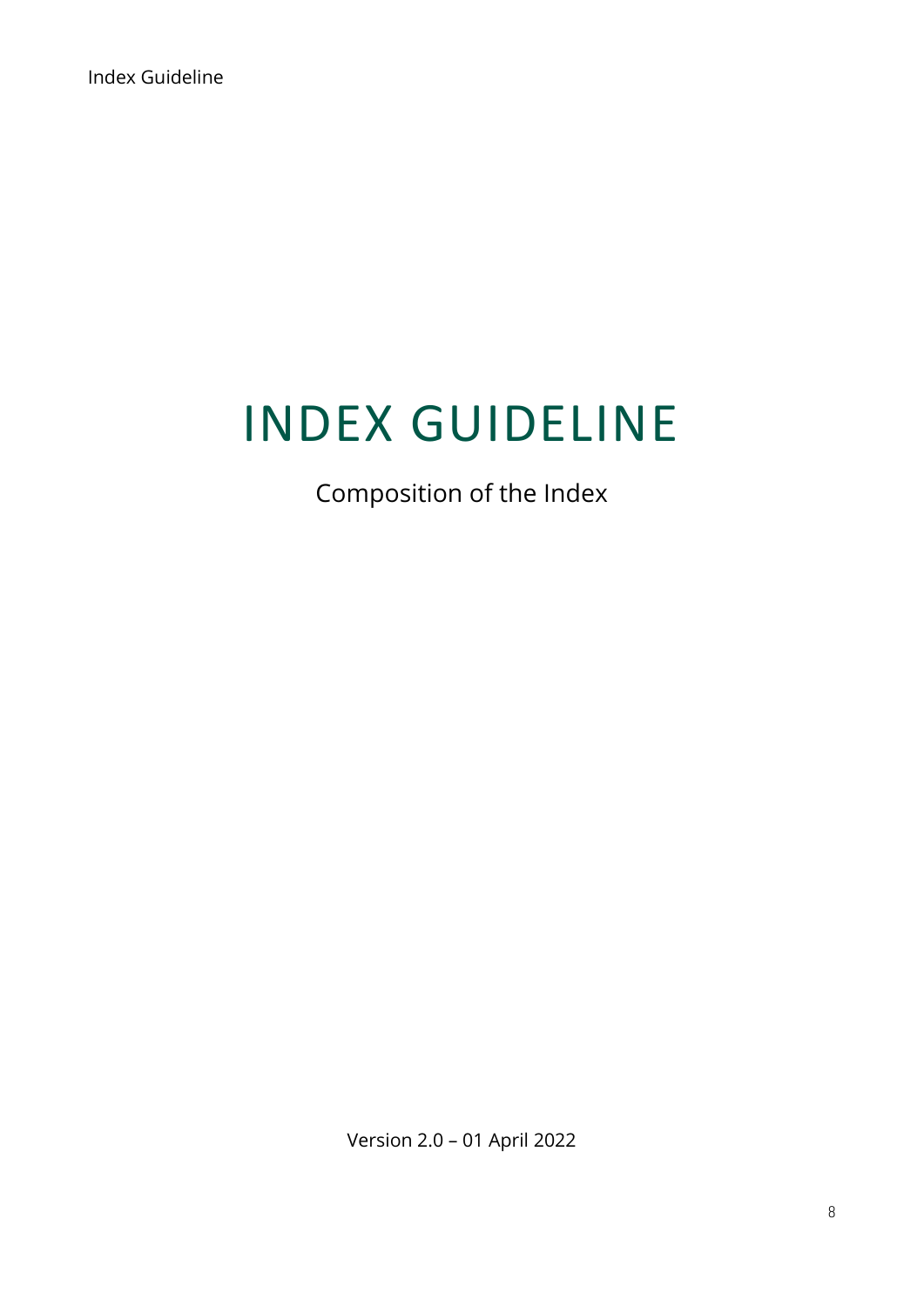# INDEX GUIDELINE

Composition of the Index

Version 2.0 – 01 April 2022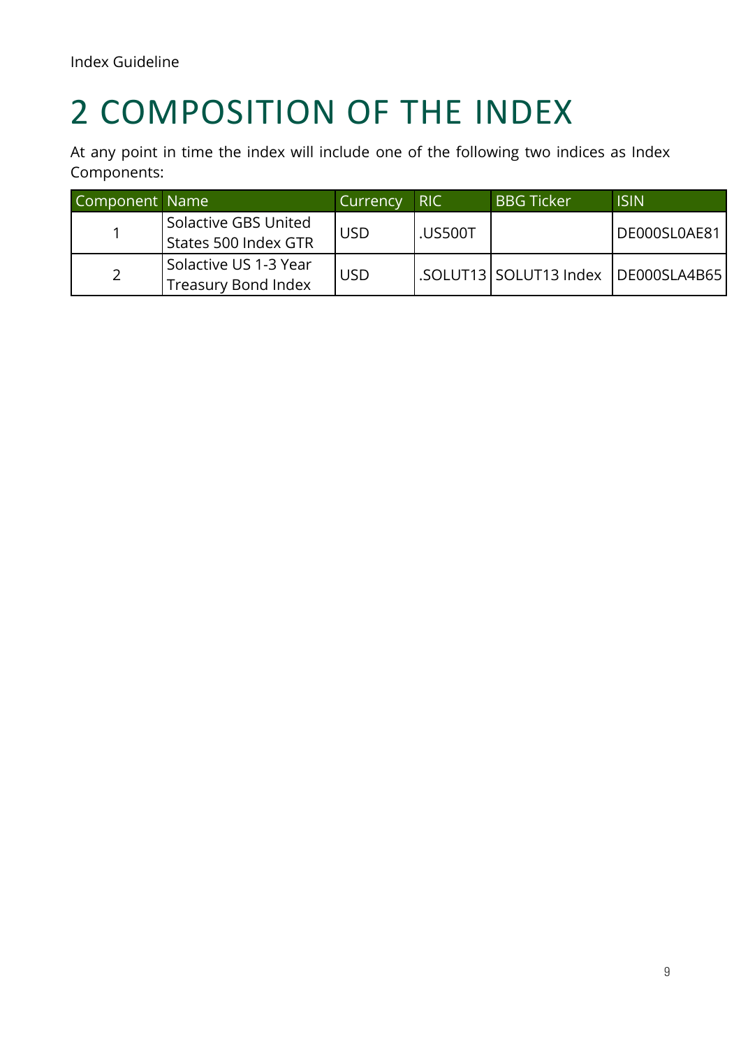# 2 COMPOSITION OF THE INDEX

At any point in time the index will include one of the following two indices as Index Components:

| Component | Name | Currency | RIC | BBG Ticker | ISIN |
|---|---|---|---|---|---|
| 1 | Solactive GBS United States 500 Index GTR | USD | .US500T | | DE000SL0AE81 |
| 2 | Solactive US 1-3 Year Treasury Bond Index | USD | .SOLUT13 | SOLUT13 Index | DE000SLA4B65 |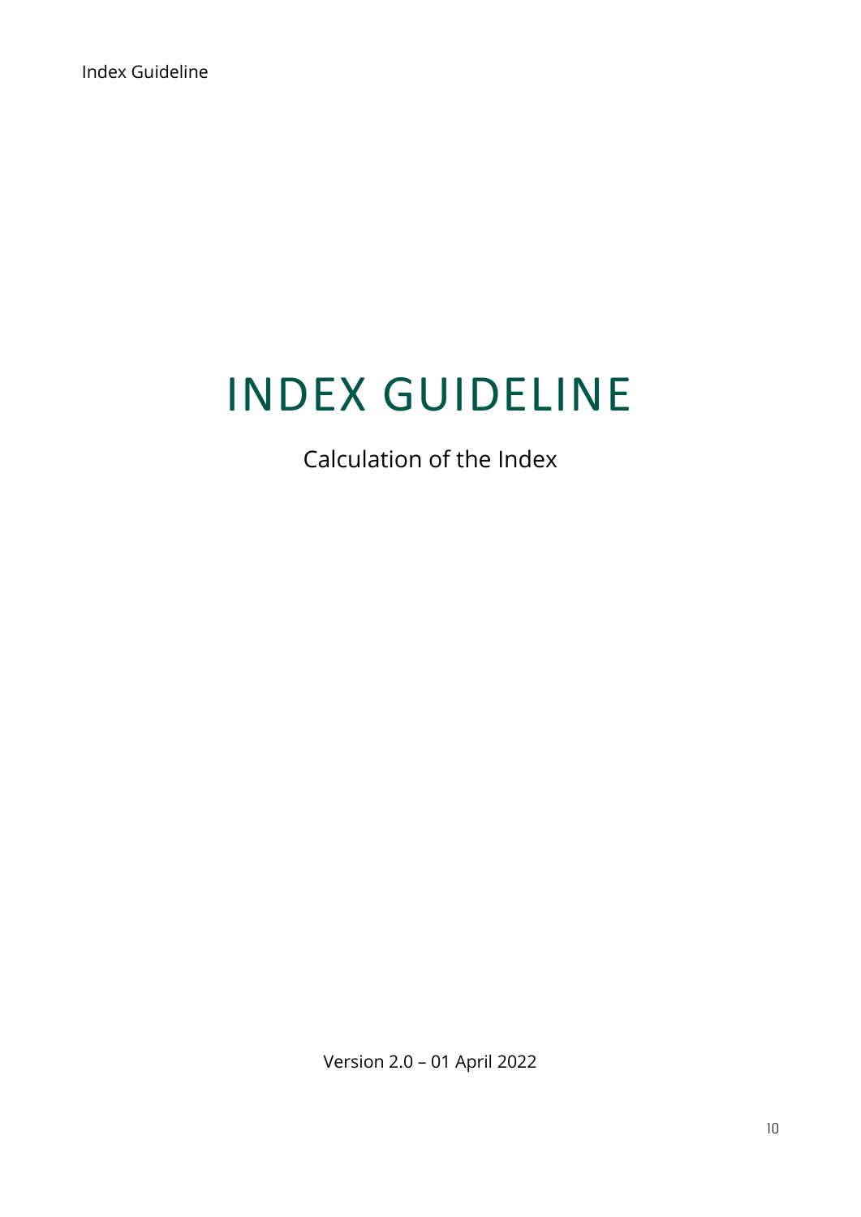# INDEX GUIDELINE

Calculation of the Index

Version 2.0 – 01 April 2022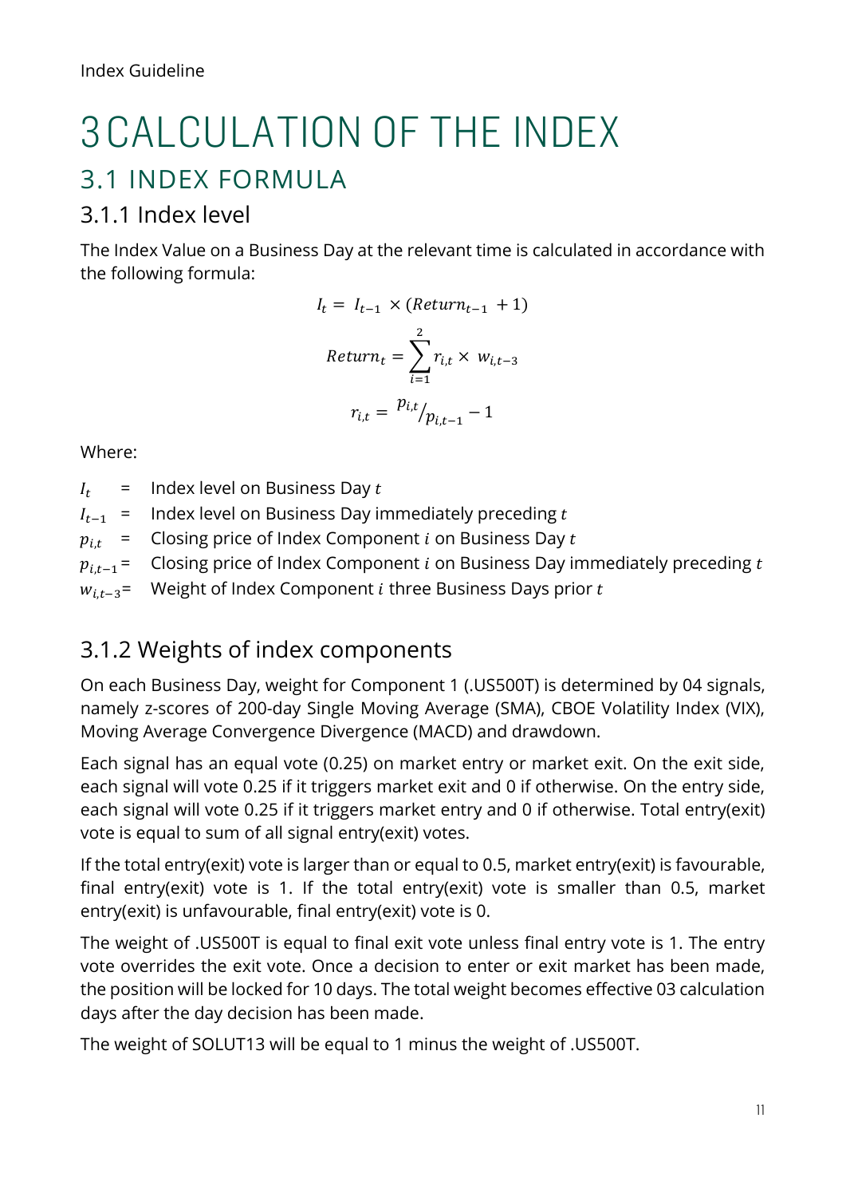# 3 CALCULATION OF THE INDEX

## 3.1 INDEX FORMULA

### 3.1.1 Index level

The Index Value on a Business Day at the relevant time is calculated in accordance with the following formula:

$$I_t = I_{t-1} \times (Return_{t-1} + 1)$$

$$Return_t = \sum_{i=1}^{2} r_{i,t} \times w_{i,t-3}$$

$$r_{i,t} = {}^{p_{i,t}}/_{p_{i,t-1}} - 1$$

Where:

$I_t$ = Index level on Business Day $t$

$I_{t-1}$ = Index level on Business Day immediately preceding $t$

$p_{i,t}$ = Closing price of Index Component $i$ on Business Day $t$

$p_{i,t-1}$ = Closing price of Index Component $i$ on Business Day immediately preceding $t$

$w_{i,t-3}$ = Weight of Index Component $i$ three Business Days prior $t$

### 3.1.2 Weights of index components

On each Business Day, weight for Component 1 (.US500T) is determined by 04 signals, namely z-scores of 200-day Single Moving Average (SMA), CBOE Volatility Index (VIX), Moving Average Convergence Divergence (MACD) and drawdown.

Each signal has an equal vote (0.25) on market entry or market exit. On the exit side, each signal will vote 0.25 if it triggers market exit and 0 if otherwise. On the entry side, each signal will vote 0.25 if it triggers market entry and 0 if otherwise. Total entry(exit) vote is equal to sum of all signal entry(exit) votes.

If the total entry(exit) vote is larger than or equal to 0.5, market entry(exit) is favourable, final entry(exit) vote is 1. If the total entry(exit) vote is smaller than 0.5, market entry(exit) is unfavourable, final entry(exit) vote is 0.

The weight of .US500T is equal to final exit vote unless final entry vote is 1. The entry vote overrides the exit vote. Once a decision to enter or exit market has been made, the position will be locked for 10 days. The total weight becomes effective 03 calculation days after the day decision has been made.

The weight of SOLUT13 will be equal to 1 minus the weight of .US500T.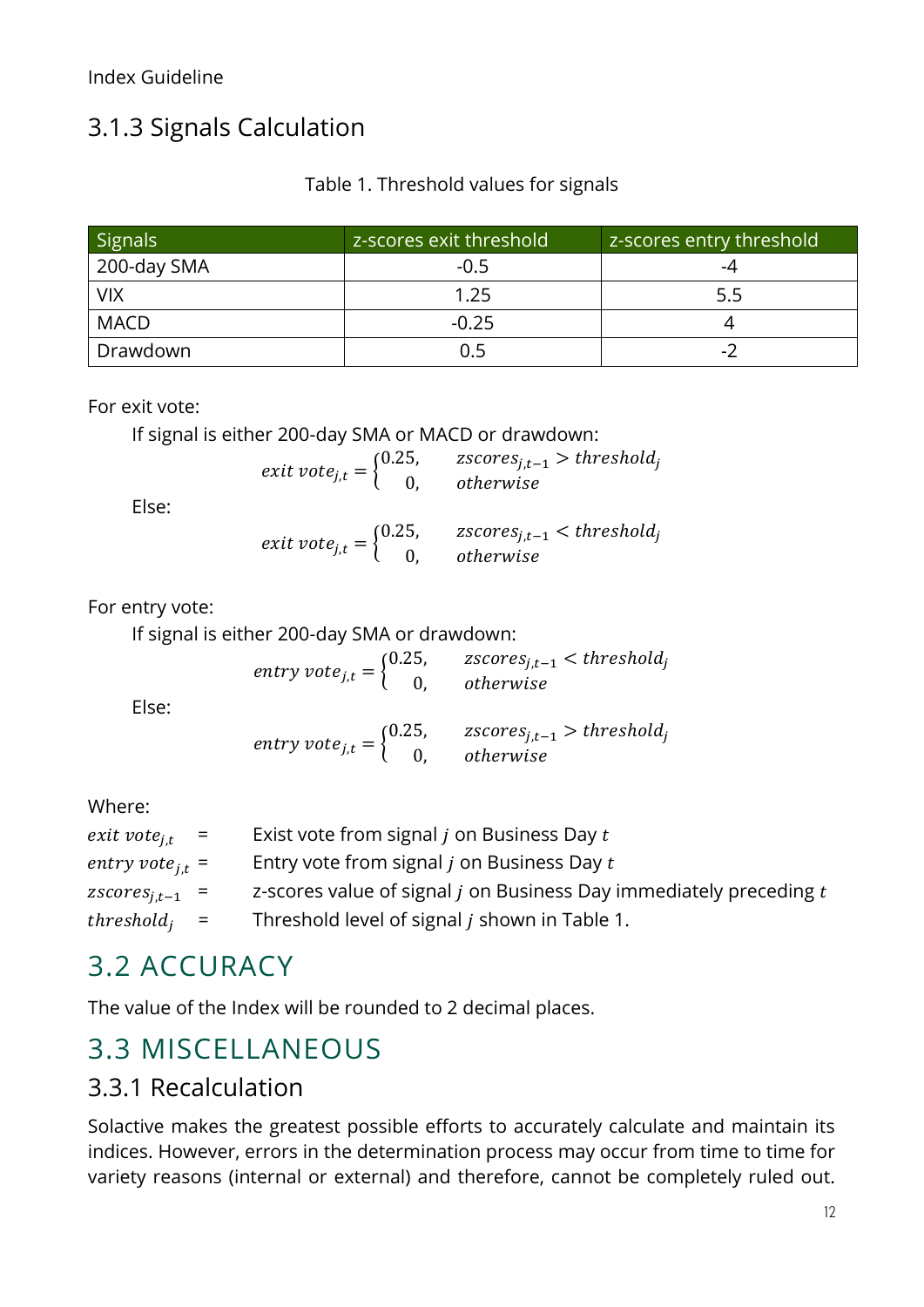### 3.1.3 Signals Calculation

Table 1. Threshold values for signals

| Signals | z-scores exit threshold | z-scores entry threshold |
|---|---|---|
| 200-day SMA | -0.5 | -4 |
| VIX | 1.25 | 5.5 |
| MACD | -0.25 | 4 |
| Drawdown | 0.5 | -2 |

For exit vote:

If signal is either 200-day SMA or MACD or drawdown:

$$exit\ vote_{j,t} = \begin{cases} 0.25, & zscores_{j,t-1} > threshold_j \\ 0, & otherwise \end{cases}$$

Else:

$$exit\ vote_{j,t} = \begin{cases} 0.25, & zscores_{j,t-1} < threshold_j \\ 0, & otherwise \end{cases}$$

For entry vote:

If signal is either 200-day SMA or drawdown:

$$entry\ vote_{j,t} = \begin{cases} 0.25, & zscores_{j,t-1} < threshold_j \\ 0, & otherwise \end{cases}$$

Else:

$$entry\ vote_{j,t} = \begin{cases} 0.25, & zscores_{j,t-1} > threshold_j \\ 0, & otherwise \end{cases}$$

Where:

$exit\ vote_{j,t}$ = Exist vote from signal $j$ on Business Day $t$

$entry\ vote_{j,t}$ = Entry vote from signal $j$ on Business Day $t$

$zscores_{j,t-1}$ = z-scores value of signal $j$ on Business Day immediately preceding $t$

$threshold_j$ = Threshold level of signal $j$ shown in Table 1.

## 3.2 ACCURACY

The value of the Index will be rounded to 2 decimal places.

## 3.3 MISCELLANEOUS

### 3.3.1 Recalculation

Solactive makes the greatest possible efforts to accurately calculate and maintain its indices. However, errors in the determination process may occur from time to time for variety reasons (internal or external) and therefore, cannot be completely ruled out.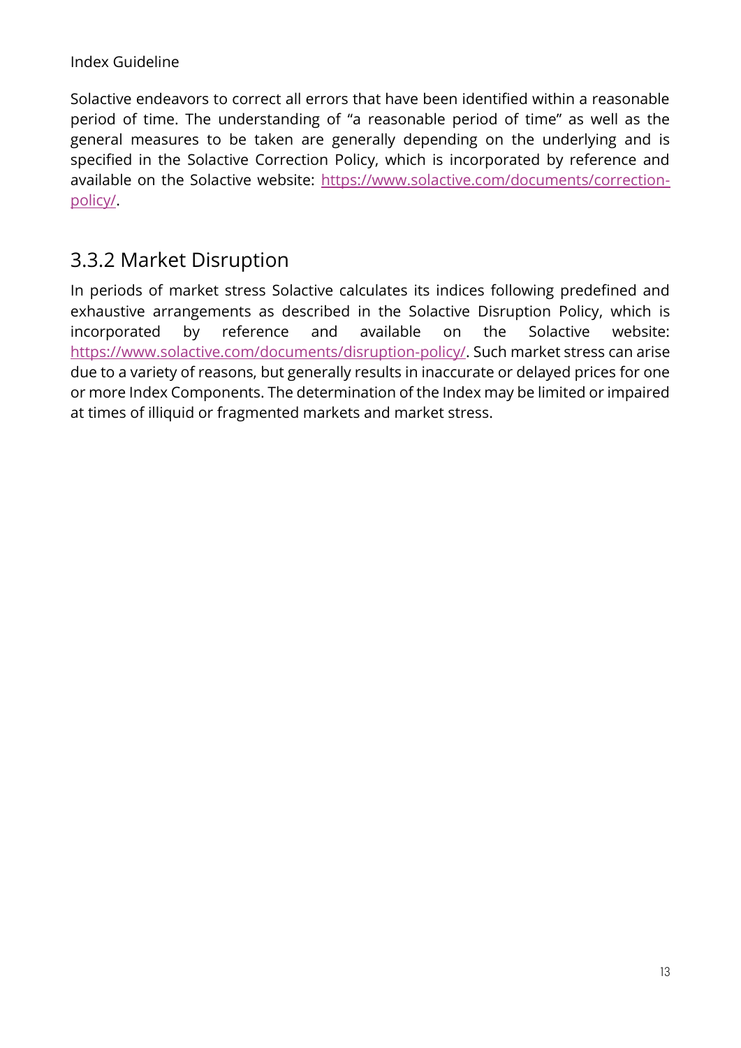Solactive endeavors to correct all errors that have been identified within a reasonable period of time. The understanding of "a reasonable period of time" as well as the general measures to be taken are generally depending on the underlying and is specified in the Solactive Correction Policy, which is incorporated by reference and available on the Solactive website: [https://www.solactive.com/documents/correction-policy/](https://www.solactive.com/documents/correction-policy/).

## 3.3.2 Market Disruption

In periods of market stress Solactive calculates its indices following predefined and exhaustive arrangements as described in the Solactive Disruption Policy, which is incorporated by reference and available on the Solactive website: [https://www.solactive.com/documents/disruption-policy/](https://www.solactive.com/documents/disruption-policy/). Such market stress can arise due to a variety of reasons, but generally results in inaccurate or delayed prices for one or more Index Components. The determination of the Index may be limited or impaired at times of illiquid or fragmented markets and market stress.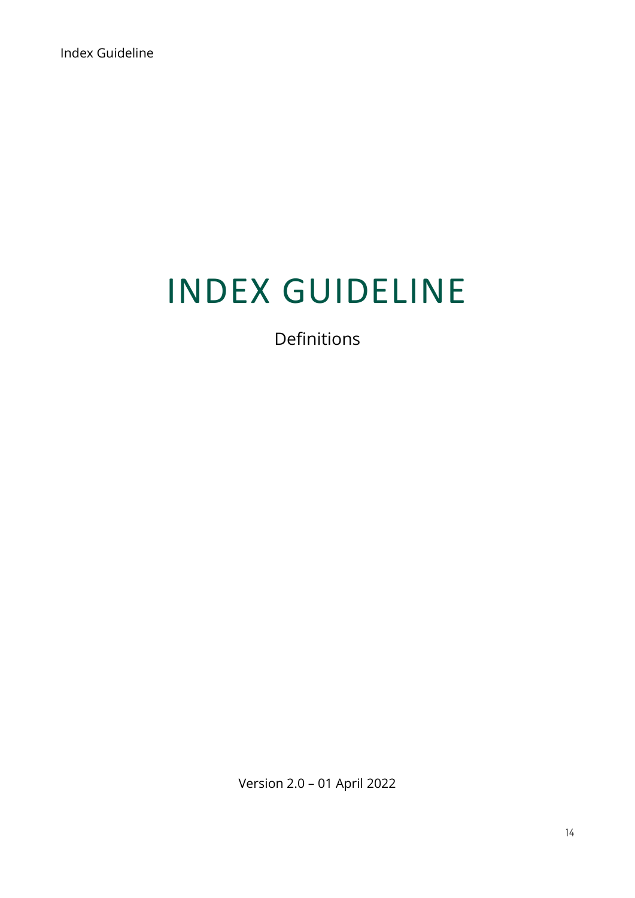# INDEX GUIDELINE

Definitions

Version 2.0 – 01 April 2022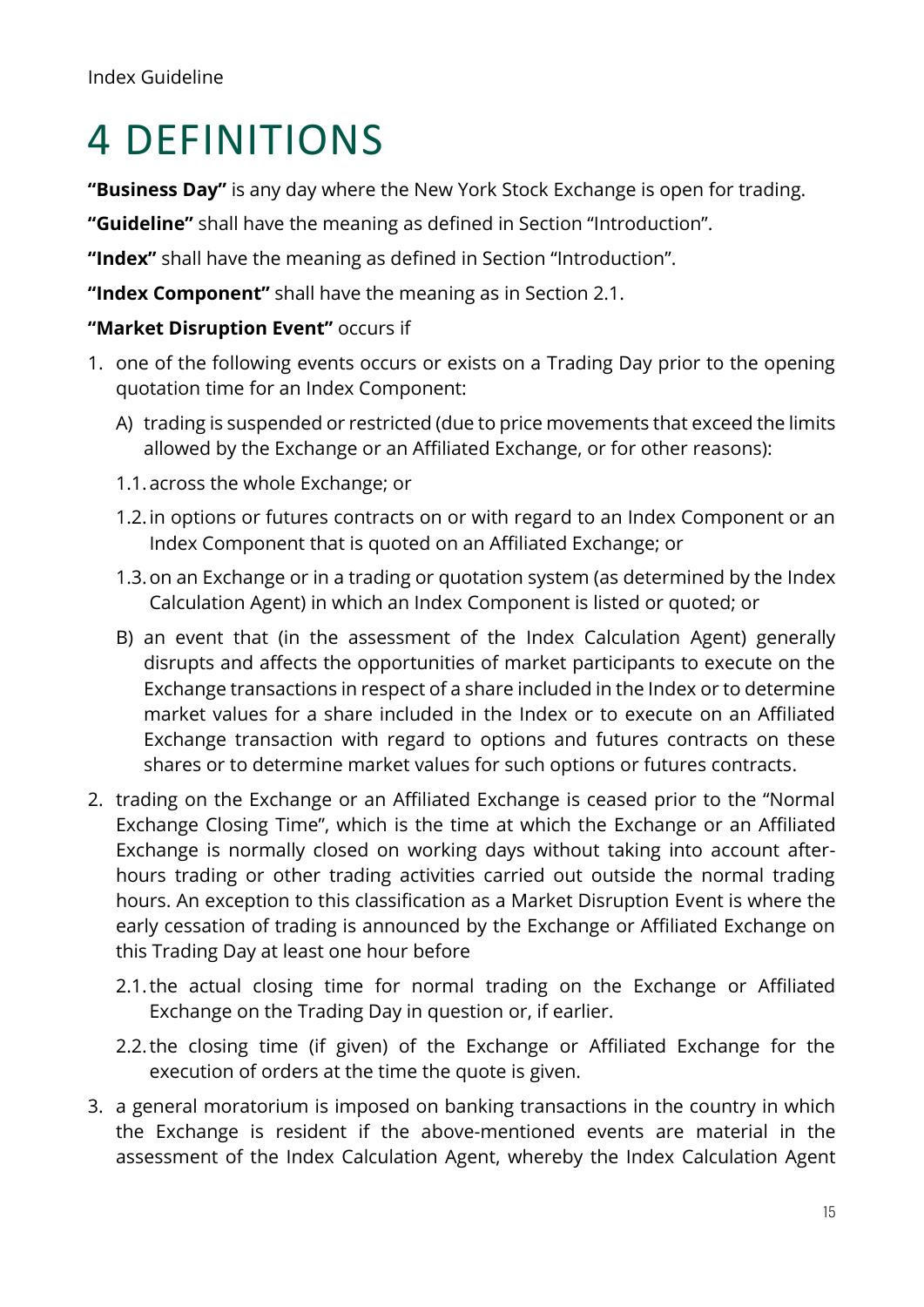# 4 DEFINITIONS

**"Business Day"** is any day where the New York Stock Exchange is open for trading.

**"Guideline"** shall have the meaning as defined in Section "Introduction".

**"Index"** shall have the meaning as defined in Section "Introduction".

**"Index Component"** shall have the meaning as in Section 2.1.

**"Market Disruption Event"** occurs if

1. one of the following events occurs or exists on a Trading Day prior to the opening quotation time for an Index Component:

   A) trading is suspended or restricted (due to price movements that exceed the limits allowed by the Exchange or an Affiliated Exchange, or for other reasons):

   1.1. across the whole Exchange; or

   1.2. in options or futures contracts on or with regard to an Index Component or an Index Component that is quoted on an Affiliated Exchange; or

   1.3. on an Exchange or in a trading or quotation system (as determined by the Index Calculation Agent) in which an Index Component is listed or quoted; or

   B) an event that (in the assessment of the Index Calculation Agent) generally disrupts and affects the opportunities of market participants to execute on the Exchange transactions in respect of a share included in the Index or to determine market values for a share included in the Index or to execute on an Affiliated Exchange transaction with regard to options and futures contracts on these shares or to determine market values for such options or futures contracts.

2. trading on the Exchange or an Affiliated Exchange is ceased prior to the "Normal Exchange Closing Time", which is the time at which the Exchange or an Affiliated Exchange is normally closed on working days without taking into account after-hours trading or other trading activities carried out outside the normal trading hours. An exception to this classification as a Market Disruption Event is where the early cessation of trading is announced by the Exchange or Affiliated Exchange on this Trading Day at least one hour before

   2.1. the actual closing time for normal trading on the Exchange or Affiliated Exchange on the Trading Day in question or, if earlier.

   2.2. the closing time (if given) of the Exchange or Affiliated Exchange for the execution of orders at the time the quote is given.

3. a general moratorium is imposed on banking transactions in the country in which the Exchange is resident if the above-mentioned events are material in the assessment of the Index Calculation Agent, whereby the Index Calculation Agent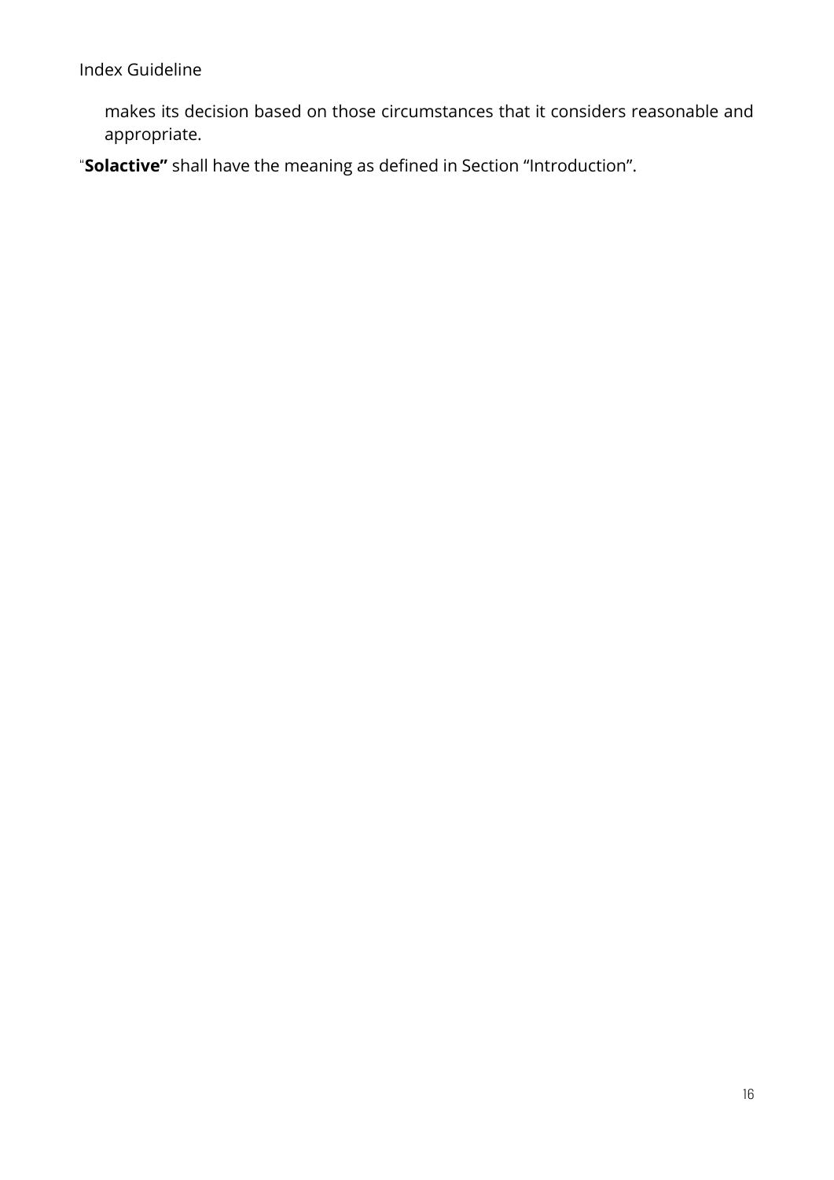makes its decision based on those circumstances that it considers reasonable and appropriate.

"**Solactive"** shall have the meaning as defined in Section "Introduction".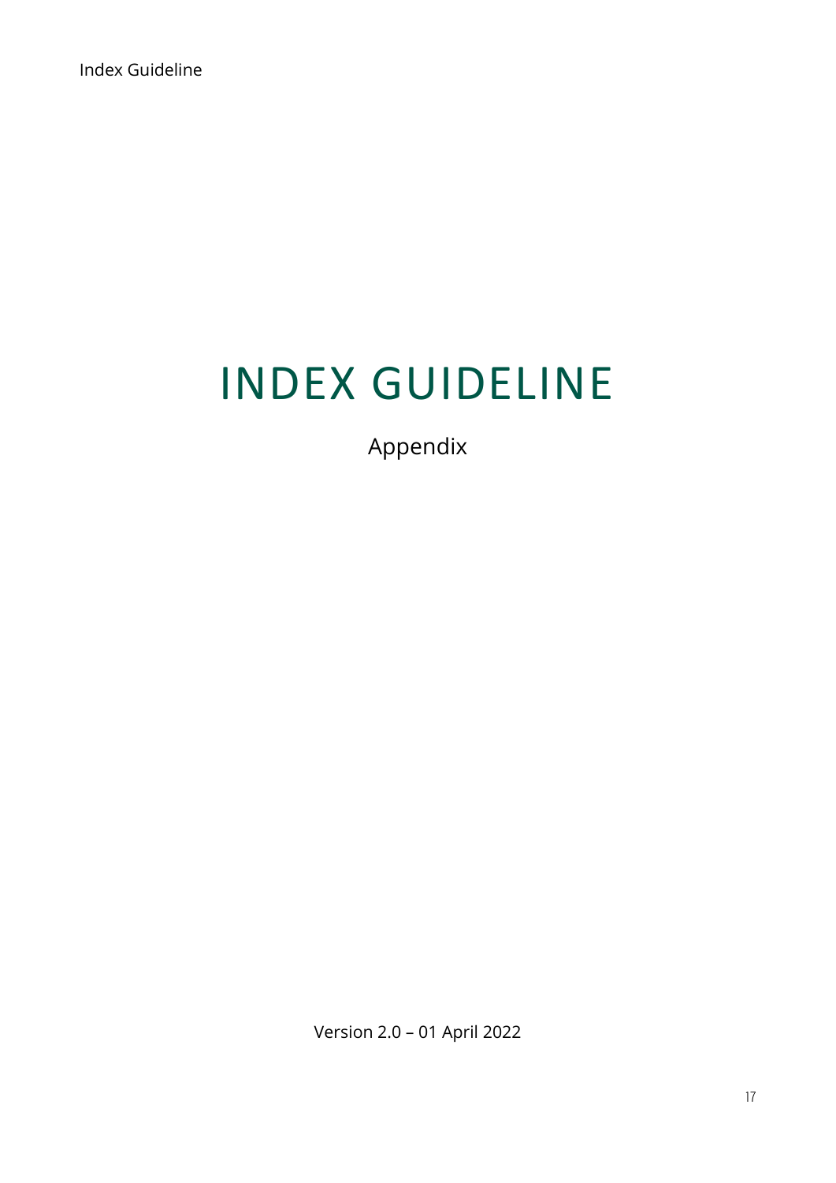# INDEX GUIDELINE

Appendix

Version 2.0 – 01 April 2022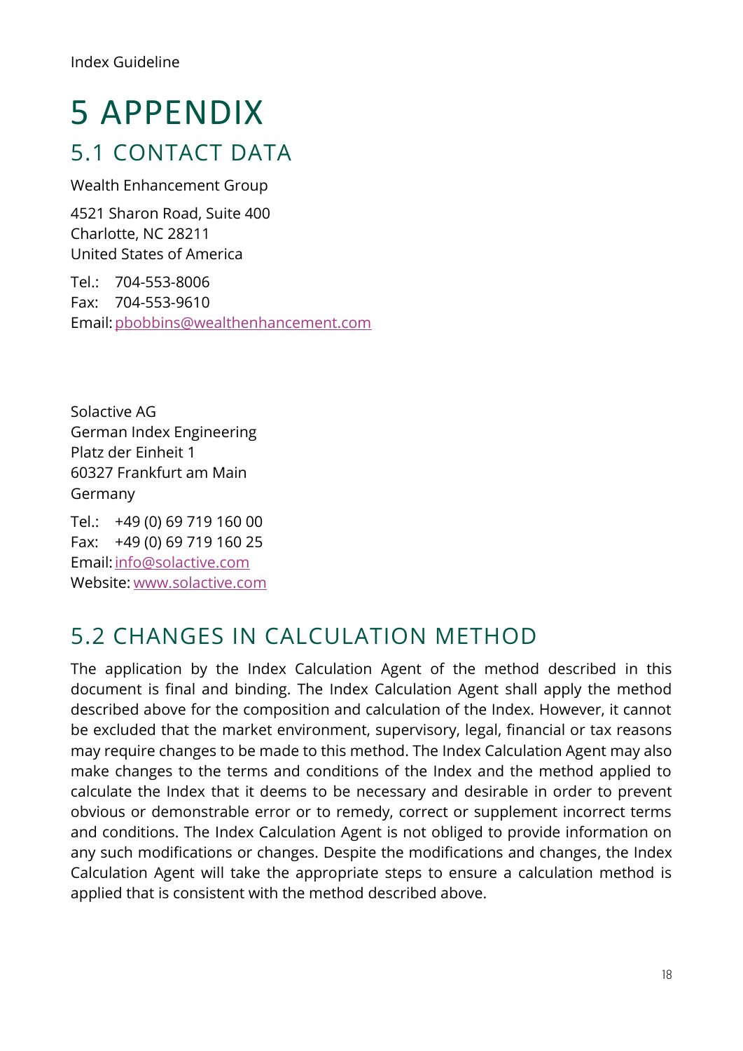# 5 APPENDIX

## 5.1 CONTACT DATA

Wealth Enhancement Group

4521 Sharon Road, Suite 400
Charlotte, NC 28211
United States of America

Tel.: 704-553-8006
Fax: 704-553-9610
Email: pbobbins@wealthenhancement.com

Solactive AG
German Index Engineering
Platz der Einheit 1
60327 Frankfurt am Main
Germany

Tel.: +49 (0) 69 719 160 00
Fax: +49 (0) 69 719 160 25
Email: info@solactive.com
Website: www.solactive.com

## 5.2 CHANGES IN CALCULATION METHOD

The application by the Index Calculation Agent of the method described in this document is final and binding. The Index Calculation Agent shall apply the method described above for the composition and calculation of the Index. However, it cannot be excluded that the market environment, supervisory, legal, financial or tax reasons may require changes to be made to this method. The Index Calculation Agent may also make changes to the terms and conditions of the Index and the method applied to calculate the Index that it deems to be necessary and desirable in order to prevent obvious or demonstrable error or to remedy, correct or supplement incorrect terms and conditions. The Index Calculation Agent is not obliged to provide information on any such modifications or changes. Despite the modifications and changes, the Index Calculation Agent will take the appropriate steps to ensure a calculation method is applied that is consistent with the method described above.